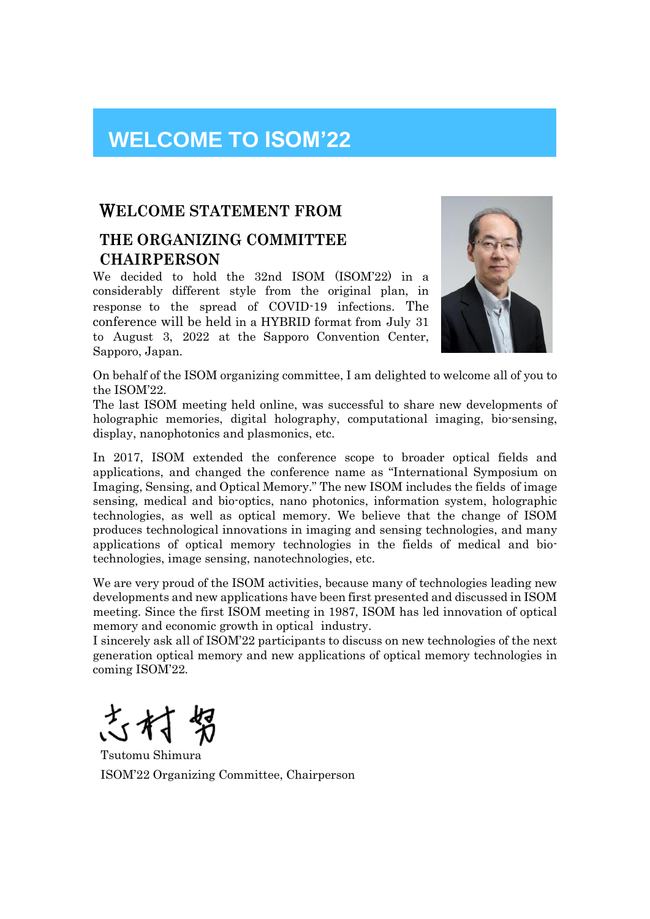# WELCOME TO ISOM'22

## WELCOME STATEMENT FROM THE ORGANIZING COMMITTEE CHAIRPERSON

We decided to hold the 32nd ISOM (ISOM'22) in a considerably different style from the original plan, in response to the spread of COVID-19 infections. The conference will be held in a HYBRID format from July 31 to August 3, 2022 at the Sapporo Convention Center, Sapporo, Japan.

On behalf of the ISOM organizing committee, I am delighted to welcome all of you to the ISOM'22.
The last ISOM meeting held online, was successful to share new developments of holographic memories, digital holography, computational imaging, bio-sensing, display, nanophotonics and plasmonics, etc.

In 2017, ISOM extended the conference scope to broader optical fields and applications, and changed the conference name as "International Symposium on Imaging, Sensing, and Optical Memory." The new ISOM includes the fields of image sensing, medical and bio-optics, nano photonics, information system, holographic technologies, as well as optical memory. We believe that the change of ISOM produces technological innovations in imaging and sensing technologies, and many applications of optical memory technologies in the fields of medical and bio-technologies, image sensing, nanotechnologies, etc.

We are very proud of the ISOM activities, because many of technologies leading new developments and new applications have been first presented and discussed in ISOM meeting. Since the first ISOM meeting in 1987, ISOM has led innovation of optical memory and economic growth in optical industry.
I sincerely ask all of ISOM'22 participants to discuss on new technologies of the next generation optical memory and new applications of optical memory technologies in coming ISOM'22.

志村努

Tsutomu Shimura
ISOM'22 Organizing Committee, Chairperson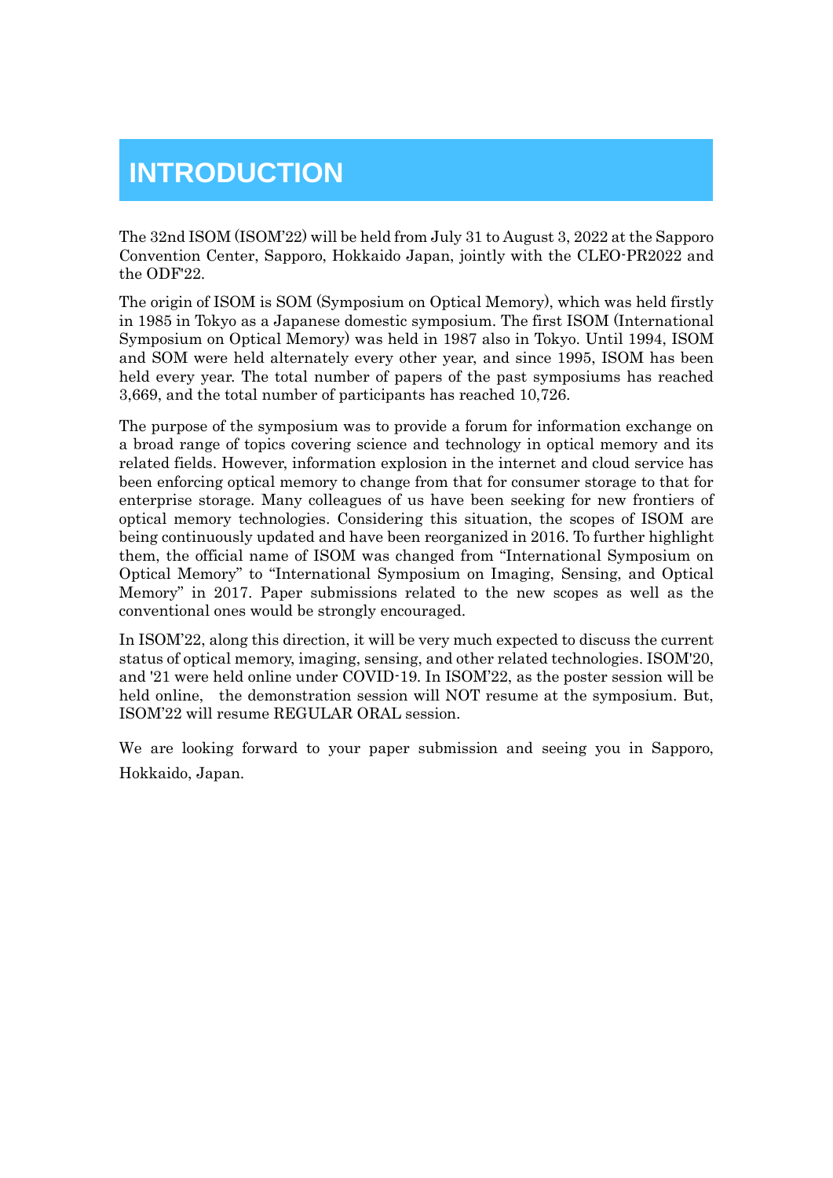# INTRODUCTION

The 32nd ISOM (ISOM'22) will be held from July 31 to August 3, 2022 at the Sapporo Convention Center, Sapporo, Hokkaido Japan, jointly with the CLEO-PR2022 and the ODF'22.

The origin of ISOM is SOM (Symposium on Optical Memory), which was held firstly in 1985 in Tokyo as a Japanese domestic symposium. The first ISOM (International Symposium on Optical Memory) was held in 1987 also in Tokyo. Until 1994, ISOM and SOM were held alternately every other year, and since 1995, ISOM has been held every year. The total number of papers of the past symposiums has reached 3,669, and the total number of participants has reached 10,726.

The purpose of the symposium was to provide a forum for information exchange on a broad range of topics covering science and technology in optical memory and its related fields. However, information explosion in the internet and cloud service has been enforcing optical memory to change from that for consumer storage to that for enterprise storage. Many colleagues of us have been seeking for new frontiers of optical memory technologies. Considering this situation, the scopes of ISOM are being continuously updated and have been reorganized in 2016. To further highlight them, the official name of ISOM was changed from "International Symposium on Optical Memory" to "International Symposium on Imaging, Sensing, and Optical Memory" in 2017. Paper submissions related to the new scopes as well as the conventional ones would be strongly encouraged.

In ISOM'22, along this direction, it will be very much expected to discuss the current status of optical memory, imaging, sensing, and other related technologies. ISOM'20, and '21 were held online under COVID-19. In ISOM'22, as the poster session will be held online, the demonstration session will NOT resume at the symposium. But, ISOM'22 will resume REGULAR ORAL session.

We are looking forward to your paper submission and seeing you in Sapporo, Hokkaido, Japan.